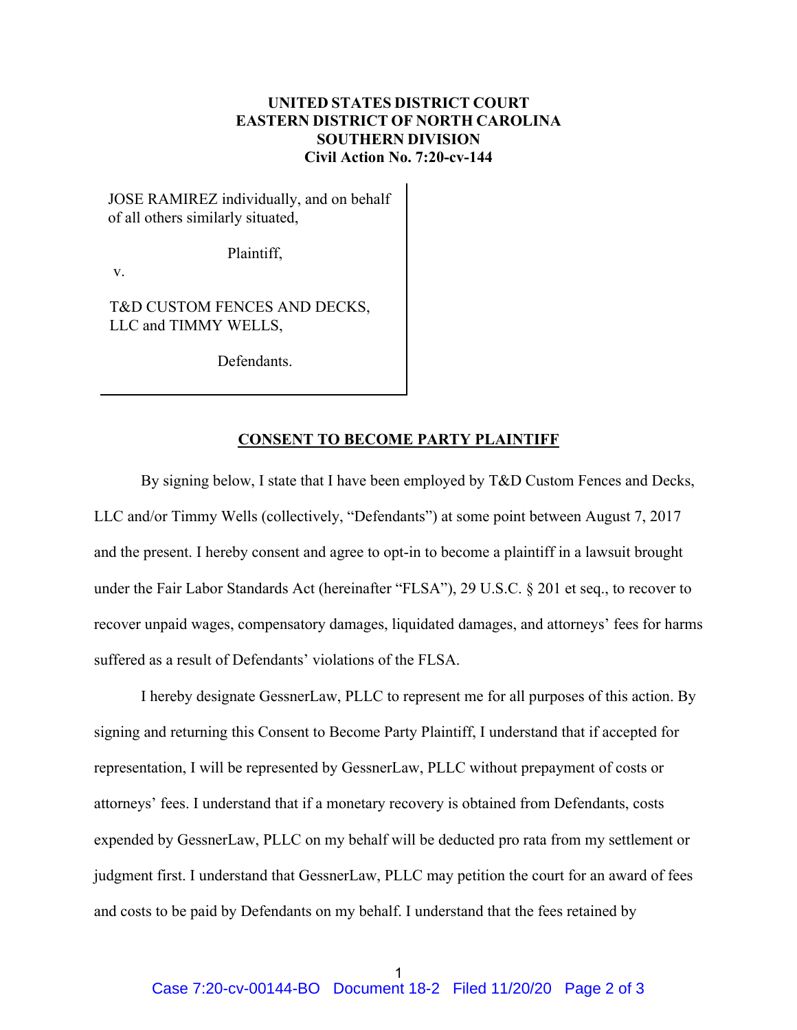**UNITED STATES DISTRICT COURT**
**EASTERN DISTRICT OF NORTH CAROLINA**
**SOUTHERN DIVISION**
**Civil Action No. 7:20-cv-144**

JOSE RAMIREZ individually, and on behalf of all others similarly situated,

Plaintiff,

v.

T&D CUSTOM FENCES AND DECKS, LLC and TIMMY WELLS,

Defendants.

**CONSENT TO BECOME PARTY PLAINTIFF**

By signing below, I state that I have been employed by T&D Custom Fences and Decks, LLC and/or Timmy Wells (collectively, "Defendants") at some point between August 7, 2017 and the present. I hereby consent and agree to opt-in to become a plaintiff in a lawsuit brought under the Fair Labor Standards Act (hereinafter "FLSA"), 29 U.S.C. § 201 et seq., to recover to recover unpaid wages, compensatory damages, liquidated damages, and attorneys' fees for harms suffered as a result of Defendants' violations of the FLSA.

I hereby designate GessnerLaw, PLLC to represent me for all purposes of this action. By signing and returning this Consent to Become Party Plaintiff, I understand that if accepted for representation, I will be represented by GessnerLaw, PLLC without prepayment of costs or attorneys' fees. I understand that if a monetary recovery is obtained from Defendants, costs expended by GessnerLaw, PLLC on my behalf will be deducted pro rata from my settlement or judgment first. I understand that GessnerLaw, PLLC may petition the court for an award of fees and costs to be paid by Defendants on my behalf. I understand that the fees retained by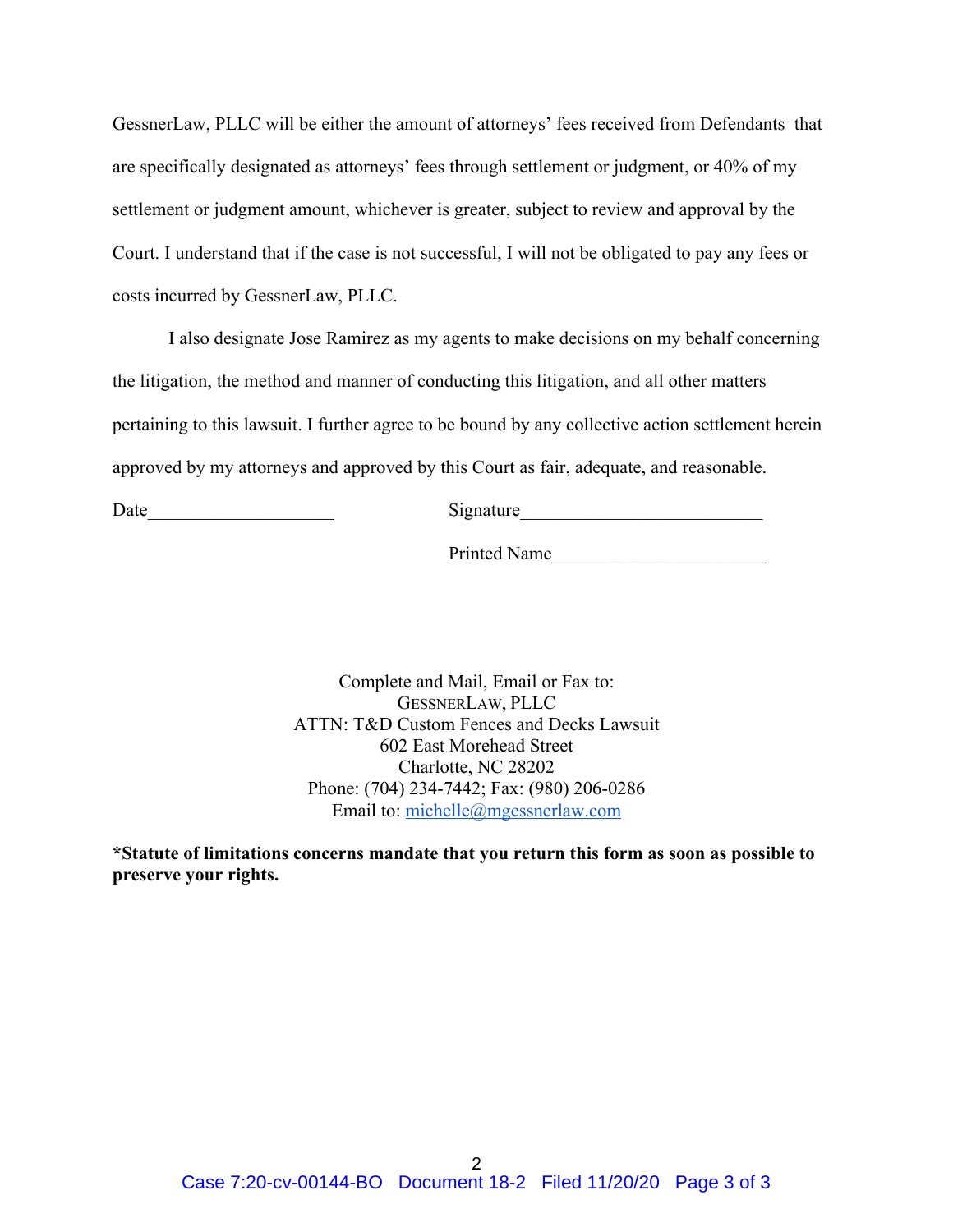GessnerLaw, PLLC will be either the amount of attorneys' fees received from Defendants that are specifically designated as attorneys' fees through settlement or judgment, or 40% of my settlement or judgment amount, whichever is greater, subject to review and approval by the Court. I understand that if the case is not successful, I will not be obligated to pay any fees or costs incurred by GessnerLaw, PLLC.

I also designate Jose Ramirez as my agents to make decisions on my behalf concerning the litigation, the method and manner of conducting this litigation, and all other matters pertaining to this lawsuit. I further agree to be bound by any collective action settlement herein approved by my attorneys and approved by this Court as fair, adequate, and reasonable.

Date____________________ Signature__________________________

Printed Name_______________________

Complete and Mail, Email or Fax to:
GESSNERLAW, PLLC
ATTN: T&D Custom Fences and Decks Lawsuit
602 East Morehead Street
Charlotte, NC 28202
Phone: (704) 234-7442; Fax: (980) 206-0286
Email to: michelle@mgessnerlaw.com

**\*Statute of limitations concerns mandate that you return this form as soon as possible to preserve your rights.**